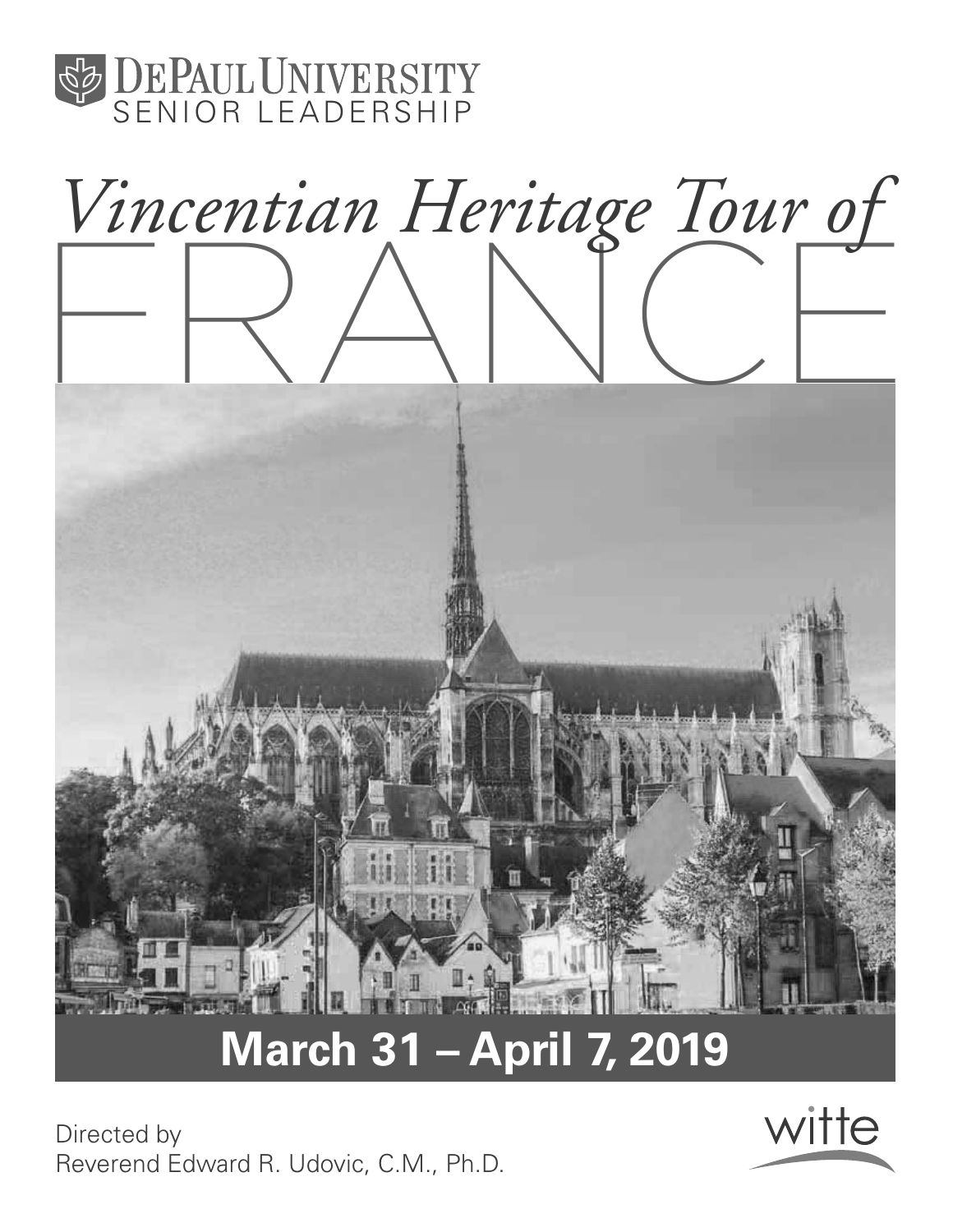DePaul University
SENIOR LEADERSHIP

# *Vincentian Heritage Tour of* FRANCE

## March 31 – April 7, 2019

Directed by
Reverend Edward R. Udovic, C.M., Ph.D.

witte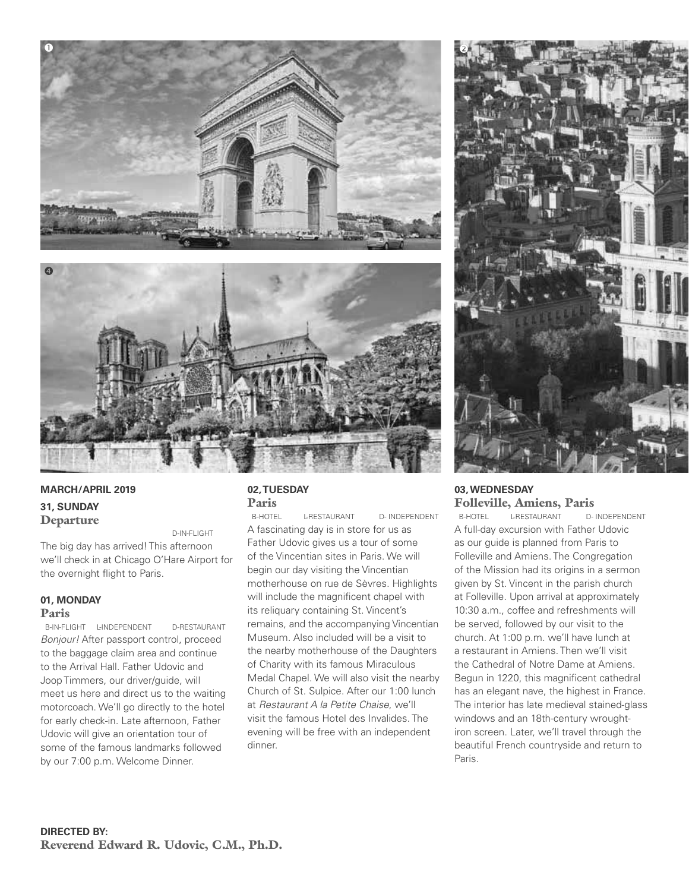**MARCH/APRIL 2019**

**31, SUNDAY**
### Departure

D-IN-FLIGHT

The big day has arrived! This afternoon we'll check in at Chicago O'Hare Airport for the overnight flight to Paris.

**01, MONDAY**
### Paris

B-IN-FLIGHT L-INDEPENDENT D-RESTAURANT

*Bonjour!* After passport control, proceed to the baggage claim area and continue to the Arrival Hall. Father Udovic and Joop Timmers, our driver/guide, will meet us here and direct us to the waiting motorcoach. We'll go directly to the hotel for early check-in. Late afternoon, Father Udovic will give an orientation tour of some of the famous landmarks followed by our 7:00 p.m. Welcome Dinner.

**02, TUESDAY**
### Paris

B-HOTEL L-RESTAURANT D- INDEPENDENT

A fascinating day is in store for us as Father Udovic gives us a tour of some of the Vincentian sites in Paris. We will begin our day visiting the Vincentian motherhouse on rue de Sèvres. Highlights will include the magnificent chapel with its reliquary containing St. Vincent's remains, and the accompanying Vincentian Museum. Also included will be a visit to the nearby motherhouse of the Daughters of Charity with its famous Miraculous Medal Chapel. We will also visit the nearby Church of St. Sulpice. After our 1:00 lunch at *Restaurant A la Petite Chaise*, we'll visit the famous Hotel des Invalides. The evening will be free with an independent dinner.

**03, WEDNESDAY**
### Folleville, Amiens, Paris

B-HOTEL L-RESTAURANT D- INDEPENDENT

A full-day excursion with Father Udovic as our guide is planned from Paris to Folleville and Amiens. The Congregation of the Mission had its origins in a sermon given by St. Vincent in the parish church at Folleville. Upon arrival at approximately 10:30 a.m., coffee and refreshments will be served, followed by our visit to the church. At 1:00 p.m. we'll have lunch at a restaurant in Amiens. Then we'll visit the Cathedral of Notre Dame at Amiens. Begun in 1220, this magnificent cathedral has an elegant nave, the highest in France. The interior has late medieval stained-glass windows and an 18th-century wrought-iron screen. Later, we'll travel through the beautiful French countryside and return to Paris.

**DIRECTED BY:**
**Reverend Edward R. Udovic, C.M., Ph.D.**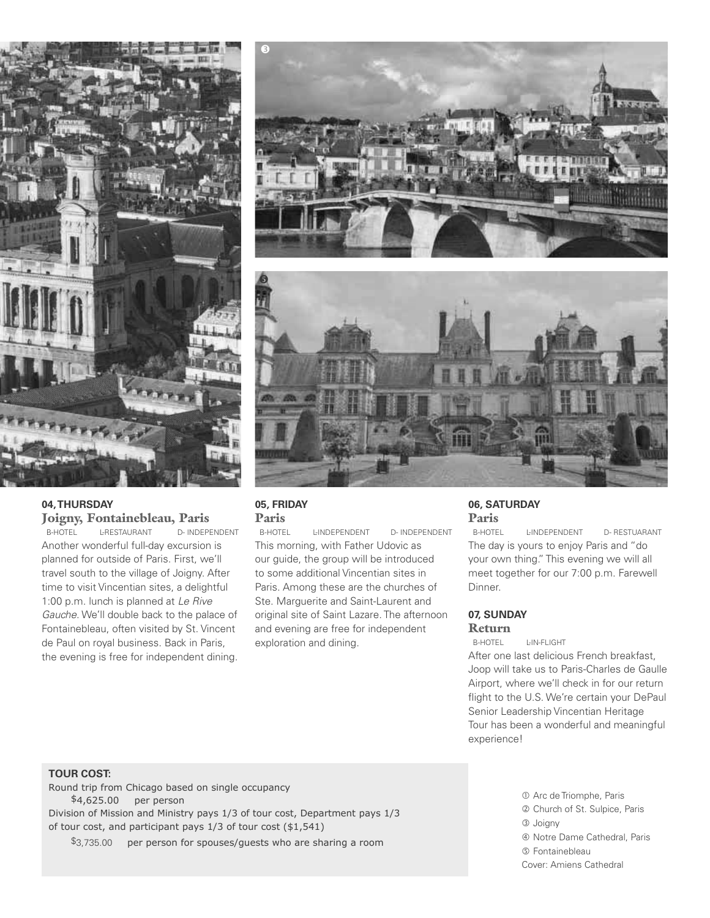## 04, THURSDAY

### Joigny, Fontainebleau, Paris

B-HOTEL L-RESTAURANT D- INDEPENDENT

Another wonderful full-day excursion is planned for outside of Paris. First, we'll travel south to the village of Joigny. After time to visit Vincentian sites, a delightful 1:00 p.m. lunch is planned at *Le Rive Gauche*. We'll double back to the palace of Fontainebleau, often visited by St. Vincent de Paul on royal business. Back in Paris, the evening is free for independent dining.

## 05, FRIDAY

### Paris

B-HOTEL L-INDEPENDENT D- INDEPENDENT

This morning, with Father Udovic as our guide, the group will be introduced to some additional Vincentian sites in Paris. Among these are the churches of Ste. Marguerite and Saint-Laurent and original site of Saint Lazare. The afternoon and evening are free for independent exploration and dining.

## 06, SATURDAY

### Paris

B-HOTEL L-INDEPENDENT D- RESTUARANT

The day is yours to enjoy Paris and "do your own thing." This evening we will all meet together for our 7:00 p.m. Farewell Dinner.

## 07, SUNDAY

### Return

B-HOTEL L-IN-FLIGHT

After one last delicious French breakfast, Joop will take us to Paris-Charles de Gaulle Airport, where we'll check in for our return flight to the U.S. We're certain your DePaul Senior Leadership Vincentian Heritage Tour has been a wonderful and meaningful experience!

**TOUR COST:**

Round trip from Chicago based on single occupancy

$4,625.00 per person

Division of Mission and Ministry pays 1/3 of tour cost, Department pays 1/3 of tour cost, and participant pays 1/3 of tour cost ($1,541)

$3,735.00 per person for spouses/guests who are sharing a room

① Arc de Triomphe, Paris
② Church of St. Sulpice, Paris
③ Joigny
④ Notre Dame Cathedral, Paris
⑤ Fontainebleau
Cover: Amiens Cathedral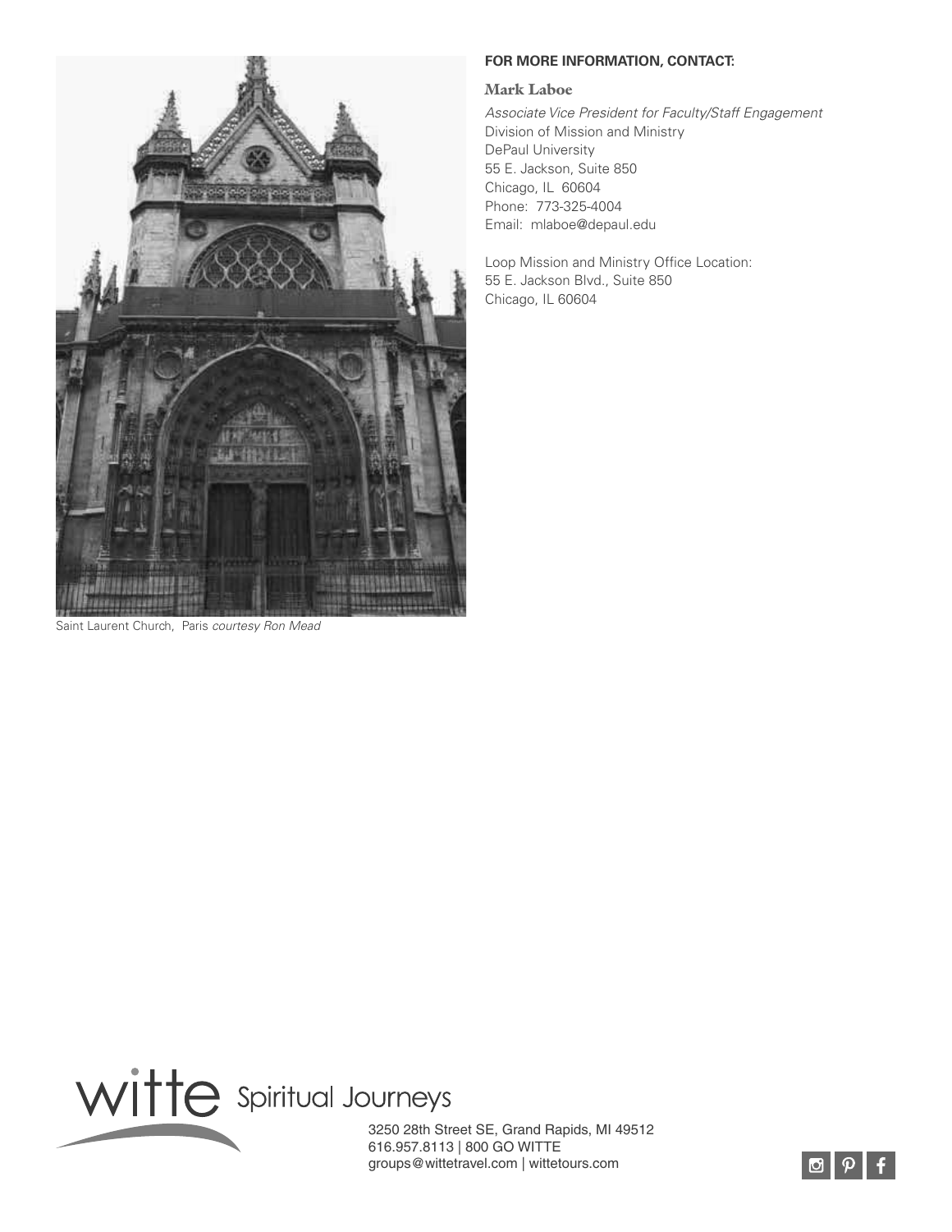Saint Laurent Church, Paris *courtesy Ron Mead*

**FOR MORE INFORMATION, CONTACT:**

**Mark Laboe**

*Associate Vice President for Faculty/Staff Engagement*
Division of Mission and Ministry
DePaul University
55 E. Jackson, Suite 850
Chicago, IL 60604
Phone: 773-325-4004
Email: mlaboe@depaul.edu

Loop Mission and Ministry Office Location:
55 E. Jackson Blvd., Suite 850
Chicago, IL 60604

witte Spiritual Journeys

3250 28th Street SE, Grand Rapids, MI 49512
616.957.8113 | 800 GO WITTE
groups@wittetravel.com | wittetours.com